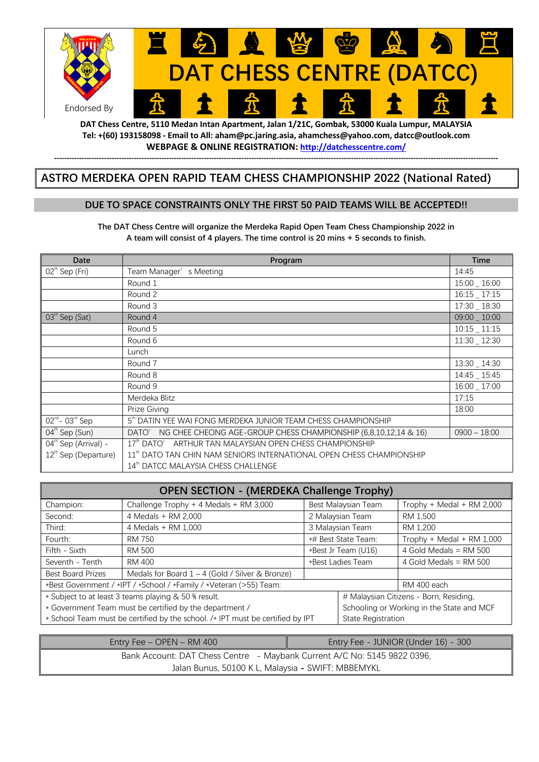Endorsed By

# DAT CHESS CENTRE (DATCC)

**DAT Chess Centre, 5110 Medan Intan Apartment, Jalan 1/21C, Gombak, 53000 Kuala Lumpur, MALAYSIA**
**Tel: +(60) 193158098 - Email to All: aham@pc.jaring.asia, ahamchess@yahoo.com, datcc@outlook.com**
**WEBPAGE & ONLINE REGISTRATION: [http://datchesscentre.com/](http://datchesscentre.com/)**

---

## ASTRO MERDEKA OPEN RAPID TEAM CHESS CHAMPIONSHIP 2022 (National Rated)

### DUE TO SPACE CONSTRAINTS ONLY THE FIRST 50 PAID TEAMS WILL BE ACCEPTED!!

**The DAT Chess Centre will organize the Merdeka Rapid Open Team Chess Championship 2022 in A team will consist of 4 players. The time control is 20 mins + 5 seconds to finish.**

| Date | Program | Time |
|---|---|---|
| 02th Sep (Fri) | Team Manager's Meeting | 14:45 |
| | Round 1 | 15:00 _ 16:00 |
| | Round 2 | 16:15 _ 17:15 |
| | Round 3 | 17:30 _ 18:30 |
| 03th Sep (Sat) | Round 4 | 09:00 _ 10:00 |
| | Round 5 | 10:15 _ 11:15 |
| | Round 6 | 11:30 _ 12:30 |
| | Lunch | |
| | Round 7 | 13:30 _ 14:30 |
| | Round 8 | 14:45 _ 15:45 |
| | Round 9 | 16:00 _ 17:00 |
| | Merdeka Blitz | 17:15 |
| | Prize Giving | 18:00 |
| 02nd - 03rd Sep | 5th DATIN YEE WAI FONG MERDEKA JUNIOR TEAM CHESS CHAMPIONSHIP | |
| 04th Sep (Sun) | DATO' NG CHEE CHEONG AGE-GROUP CHESS CHAMPIONSHIP (6,8,10,12,14 & 16) | 0900 – 18:00 |
| 04th Sep (Arrival) - 12th Sep (Departure) | 17th DATO' ARTHUR TAN MALAYSIAN OPEN CHESS CHAMPIONSHIP<br>11th DATO TAN CHIN NAM SENIORS INTERNATIONAL OPEN CHESS CHAMPIONSHIP<br>14th DATCC MALAYSIA CHESS CHALLENGE | |

| OPEN SECTION - (MERDEKA Challenge Trophy) | | | |
|---|---|---|---|
| Champion: | Challenge Trophy + 4 Medals + RM 3,000 | Best Malaysian Team | Trophy + Medal + RM 2,000 |
| Second: | 4 Medals + RM 2,000 | 2 Malaysian Team | RM 1,500 |
| Third: | 4 Medals + RM 1,000 | 3 Malaysian Team | RM 1,200 |
| Fourth: | RM 750 | *# Best State Team: | Trophy + Medal + RM 1,000 |
| Fifth - Sixth | RM 500 | *Best Jr Team (U16) | 4 Gold Medals = RM 500 |
| Seventh - Tenth | RM 400 | *Best Ladies Team | 4 Gold Medals = RM 500 |
| Best Board Prizes | Medals for Board 1 – 4 (Gold / Silver & Bronze) | | |
| *Best Government / *IPT / *School / *Family / *Veteran (>55) Team: | | | RM 400 each |
| * Subject to at least 3 teams playing & 50 % result.<br>* Government Team must be certified by the department /<br>* School Team must be certified by the school. /* IPT must be certified by IPT | | # Malaysian Citizens - Born, Residing, Schooling or Working in the State and MCF State Registration | |

| Entry Fee – OPEN – RM 400 | Entry Fee - JUNIOR (Under 16) - 300 |
|---|---|
| Bank Account: DAT Chess Centre - Maybank Current A/C No: 5145 9822 0396, Jalan Bunus, 50100 K L, Malaysia - SWIFT: MBBEMYKL | |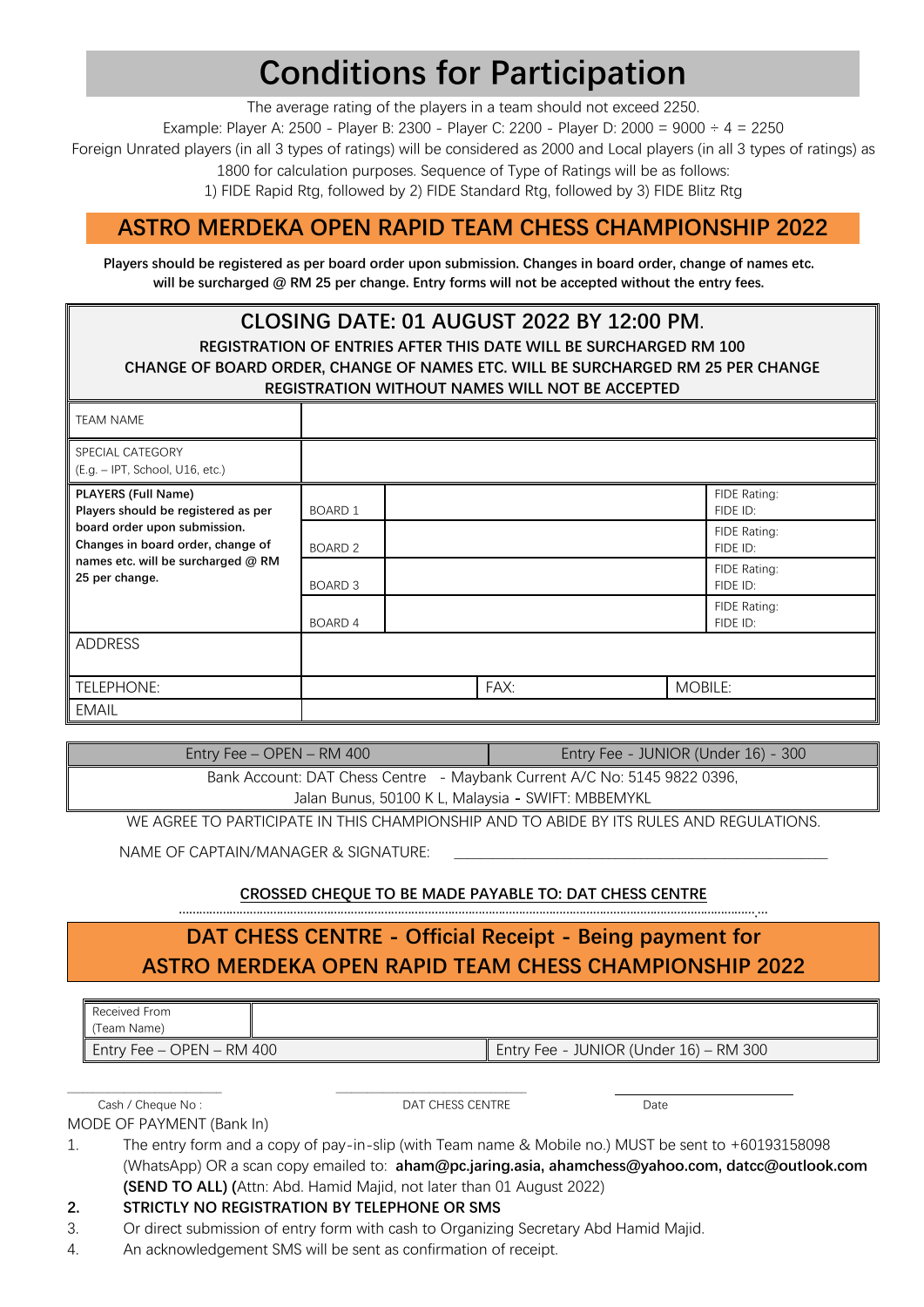# Conditions for Participation

The average rating of the players in a team should not exceed 2250.

Example: Player A: 2500 - Player B: 2300 - Player C: 2200 - Player D: 2000 = 9000 ÷ 4 = 2250

Foreign Unrated players (in all 3 types of ratings) will be considered as 2000 and Local players (in all 3 types of ratings) as 1800 for calculation purposes. Sequence of Type of Ratings will be as follows:

1) FIDE Rapid Rtg, followed by 2) FIDE Standard Rtg, followed by 3) FIDE Blitz Rtg

## ASTRO MERDEKA OPEN RAPID TEAM CHESS CHAMPIONSHIP 2022

**Players should be registered as per board order upon submission. Changes in board order, change of names etc. will be surcharged @ RM 25 per change. Entry forms will not be accepted without the entry fees.**

### CLOSING DATE: 01 AUGUST 2022 BY 12:00 PM.

**REGISTRATION OF ENTRIES AFTER THIS DATE WILL BE SURCHARGED RM 100**
**CHANGE OF BOARD ORDER, CHANGE OF NAMES ETC. WILL BE SURCHARGED RM 25 PER CHANGE**
**REGISTRATION WITHOUT NAMES WILL NOT BE ACCEPTED**

| | | | |
|---|---|---|---|
| TEAM NAME | | | |
| SPECIAL CATEGORY (E.g. – IPT, School, U16, etc.) | | | |
| **PLAYERS (Full Name)** **Players should be registered as per board order upon submission. Changes in board order, change of names etc. will be surcharged @ RM 25 per change.** | BOARD 1 | | FIDE Rating: FIDE ID: |
| | BOARD 2 | | FIDE Rating: FIDE ID: |
| | BOARD 3 | | FIDE Rating: FIDE ID: |
| | BOARD 4 | | FIDE Rating: FIDE ID: |
| ADDRESS | | | |
| TELEPHONE: | | FAX: | MOBILE: |
| EMAIL | | | |

| Entry Fee – OPEN – RM 400 | Entry Fee - JUNIOR (Under 16) - 300 |
|---|---|

Bank Account: DAT Chess Centre - Maybank Current A/C No: 5145 9822 0396, Jalan Bunus, 50100 K L, Malaysia - SWIFT: MBBEMYKL

WE AGREE TO PARTICIPATE IN THIS CHAMPIONSHIP AND TO ABIDE BY ITS RULES AND REGULATIONS.

NAME OF CAPTAIN/MANAGER & SIGNATURE: ______________________________

**CROSSED CHEQUE TO BE MADE PAYABLE TO: DAT CHESS CENTRE**

## DAT CHESS CENTRE - Official Receipt - Being payment for ASTRO MERDEKA OPEN RAPID TEAM CHESS CHAMPIONSHIP 2022

| | |
|---|---|
| Received From (Team Name) | |
| Entry Fee – OPEN – RM 400 | Entry Fee - JUNIOR (Under 16) – RM 300 |

______________ Cash / Cheque No :     ______________ DAT CHESS CENTRE     ______________ Date

MODE OF PAYMENT (Bank In)

1. The entry form and a copy of pay-in-slip (with Team name & Mobile no.) MUST be sent to +60193158098 (WhatsApp) OR a scan copy emailed to: **aham@pc.jaring.asia, ahamchess@yahoo.com, datcc@outlook.com (SEND TO ALL) (**Attn: Abd. Hamid Majid, not later than 01 August 2022)
2. **STRICTLY NO REGISTRATION BY TELEPHONE OR SMS**
3. Or direct submission of entry form with cash to Organizing Secretary Abd Hamid Majid.
4. An acknowledgement SMS will be sent as confirmation of receipt.